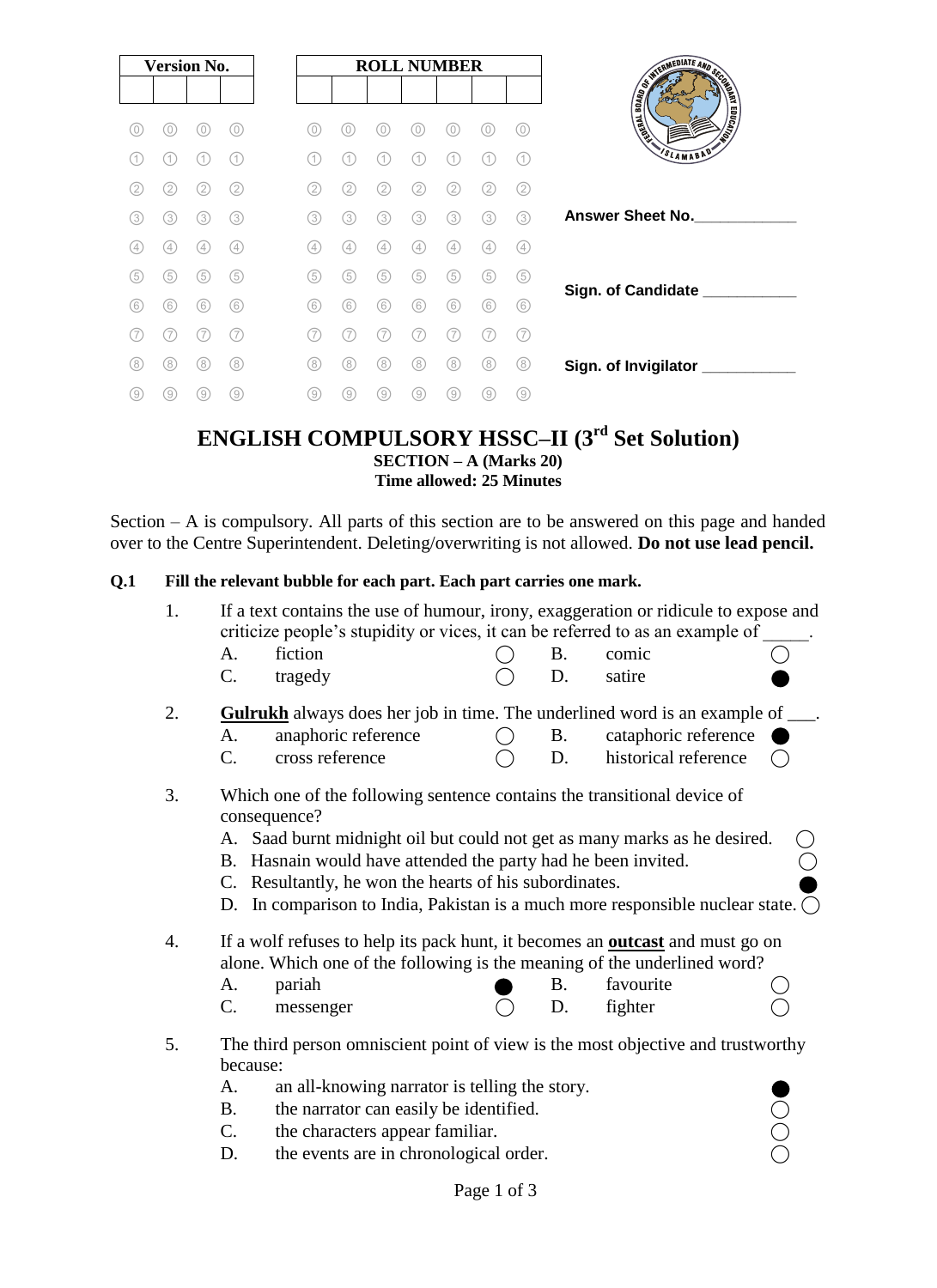| Version No. | | | |
|---|---|---|---|
| | | | |

| ROLL NUMBER | | | | | | |
|---|---|---|---|---|---|---|
| | | | | | | |

Answer Sheet No.____________

Sign. of Candidate ___________

Sign. of Invigilator ___________

# ENGLISH COMPULSORY HSSC–II (3rd Set Solution)

**SECTION – A (Marks 20)**
**Time allowed: 25 Minutes**

Section – A is compulsory. All parts of this section are to be answered on this page and handed over to the Centre Superintendent. Deleting/overwriting is not allowed. **Do not use lead pencil.**

**Q.1 Fill the relevant bubble for each part. Each part carries one mark.**

1. If a text contains the use of humour, irony, exaggeration or ridicule to expose and criticize people's stupidity or vices, it can be referred to as an example of _____.
   - A. fiction ○
   - B. comic ○
   - C. tragedy ○
   - D. satire ●

2. **<u>Gulrukh</u>** always does her job in time. The underlined word is an example of ___.
   - A. anaphoric reference ○
   - B. cataphoric reference ●
   - C. cross reference ○
   - D. historical reference ○

3. Which one of the following sentence contains the transitional device of consequence?
   - A. Saad burnt midnight oil but could not get as many marks as he desired. ○
   - B. Hasnain would have attended the party had he been invited. ○
   - C. Resultantly, he won the hearts of his subordinates. ●
   - D. In comparison to India, Pakistan is a much more responsible nuclear state. ○

4. If a wolf refuses to help its pack hunt, it becomes an **<u>outcast</u>** and must go on alone. Which one of the following is the meaning of the underlined word?
   - A. pariah ●
   - B. favourite ○
   - C. messenger ○
   - D. fighter ○

5. The third person omniscient point of view is the most objective and trustworthy because:
   - A. an all-knowing narrator is telling the story. ●
   - B. the narrator can easily be identified. ○
   - C. the characters appear familiar. ○
   - D. the events are in chronological order. ○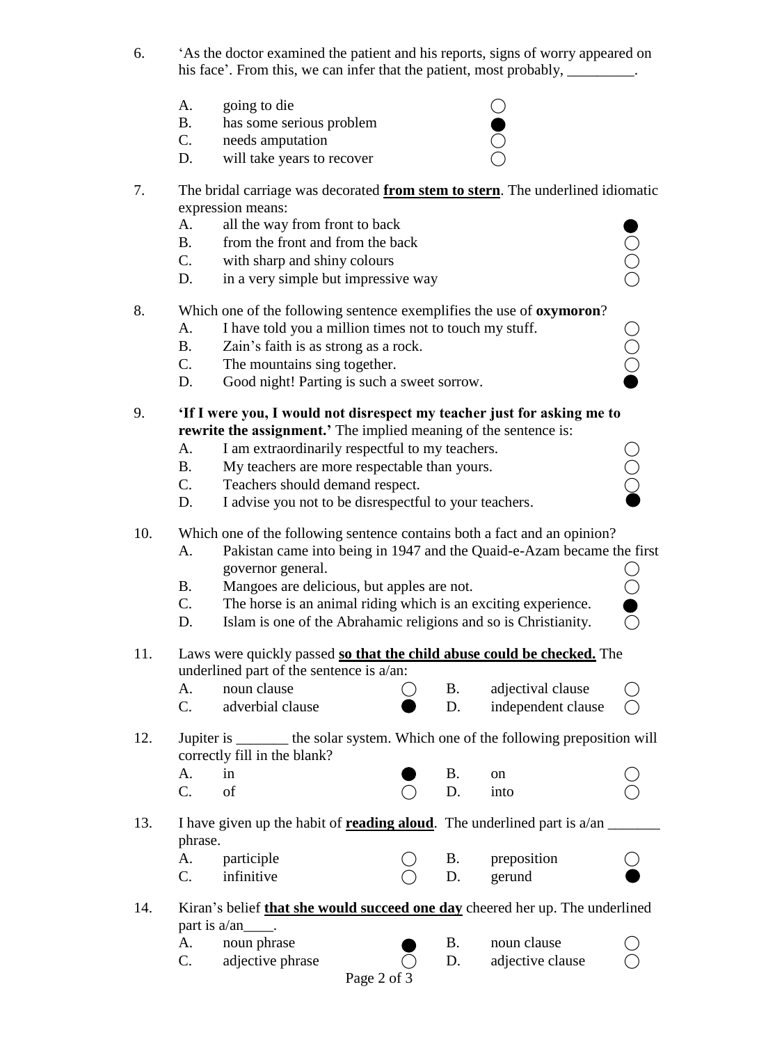6. 'As the doctor examined the patient and his reports, signs of worry appeared on his face'. From this, we can infer that the patient, most probably, _________.

   A. going to die ○
   B. has some serious problem ●
   C. needs amputation ○
   D. will take years to recover ○

7. The bridal carriage was decorated **from stem to stern**. The underlined idiomatic expression means:

   A. all the way from front to back ●
   B. from the front and from the back ○
   C. with sharp and shiny colours ○
   D. in a very simple but impressive way ○

8. Which one of the following sentence exemplifies the use of **oxymoron**?

   A. I have told you a million times not to touch my stuff. ○
   B. Zain's faith is as strong as a rock. ○
   C. The mountains sing together. ○
   D. Good night! Parting is such a sweet sorrow. ●

9. **'If I were you, I would not disrespect my teacher just for asking me to rewrite the assignment.'** The implied meaning of the sentence is:

   A. I am extraordinarily respectful to my teachers. ○
   B. My teachers are more respectable than yours. ○
   C. Teachers should demand respect. ○
   D. I advise you not to be disrespectful to your teachers. ●

10. Which one of the following sentence contains both a fact and an opinion?

    A. Pakistan came into being in 1947 and the Quaid-e-Azam became the first governor general. ○
    B. Mangoes are delicious, but apples are not. ○
    C. The horse is an animal riding which is an exciting experience. ●
    D. Islam is one of the Abrahamic religions and so is Christianity. ○

11. Laws were quickly passed **so that the child abuse could be checked.** The underlined part of the sentence is a/an:

    A. noun clause ○ B. adjectival clause ○
    C. adverbial clause ● D. independent clause ○

12. Jupiter is _______ the solar system. Which one of the following preposition will correctly fill in the blank?

    A. in ● B. on ○
    C. of ○ D. into ○

13. I have given up the habit of **reading aloud**. The underlined part is a/an _______ phrase.

    A. participle ○ B. preposition ○
    C. infinitive ○ D. gerund ●

14. Kiran's belief **that she would succeed one day** cheered her up. The underlined part is a/an____.

    A. noun phrase ● B. noun clause ○
    C. adjective phrase ○ D. adjective clause ○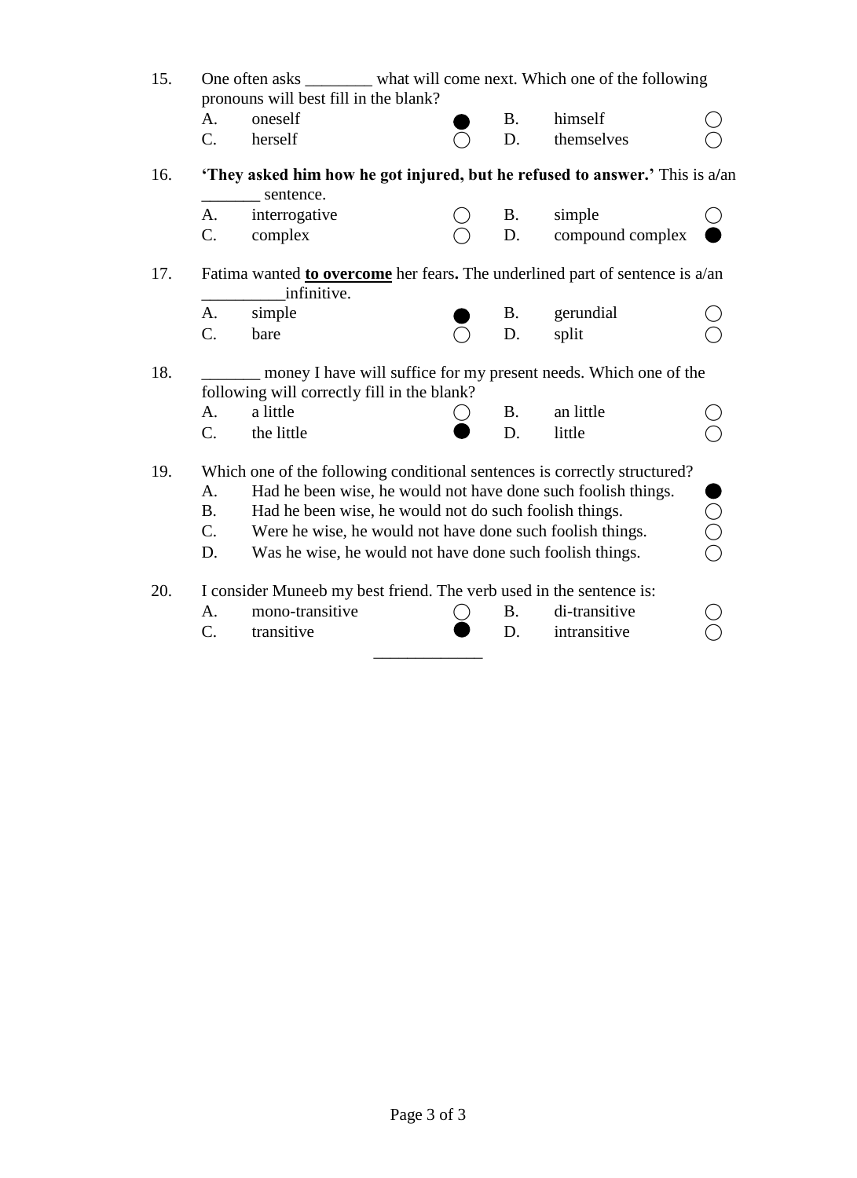15. One often asks ________ what will come next. Which one of the following pronouns will best fill in the blank?

| | | | | | |
|---|---|---|---|---|---|
| A. | oneself | ● | B. | himself | ○ |
| C. | herself | ○ | D. | themselves | ○ |

16. **'They asked him how he got injured, but he refused to answer.'** This is a/an _______ sentence.

| | | | | | |
|---|---|---|---|---|---|
| A. | interrogative | ○ | B. | simple | ○ |
| C. | complex | ○ | D. | compound complex | ● |

17. Fatima wanted **<u>to overcome</u>** her fears**.** The underlined part of sentence is a/an __________infinitive.

| | | | | | |
|---|---|---|---|---|---|
| A. | simple | ● | B. | gerundial | ○ |
| C. | bare | ○ | D. | split | ○ |

18. _______ money I have will suffice for my present needs. Which one of the following will correctly fill in the blank?

| | | | | | |
|---|---|---|---|---|---|
| A. | a little | ○ | B. | an little | ○ |
| C. | the little | ● | D. | little | ○ |

19. Which one of the following conditional sentences is correctly structured?

| | | |
|---|---|---|
| A. | Had he been wise, he would not have done such foolish things. | ● |
| B. | Had he been wise, he would not do such foolish things. | ○ |
| C. | Were he wise, he would not have done such foolish things. | ○ |
| D. | Was he wise, he would not have done such foolish things. | ○ |

20. I consider Muneeb my best friend. The verb used in the sentence is:

| | | | | | |
|---|---|---|---|---|---|
| A. | mono-transitive | ○ | B. | di-transitive | ○ |
| C. | transitive | ● | D. | intransitive | ○ |

_____________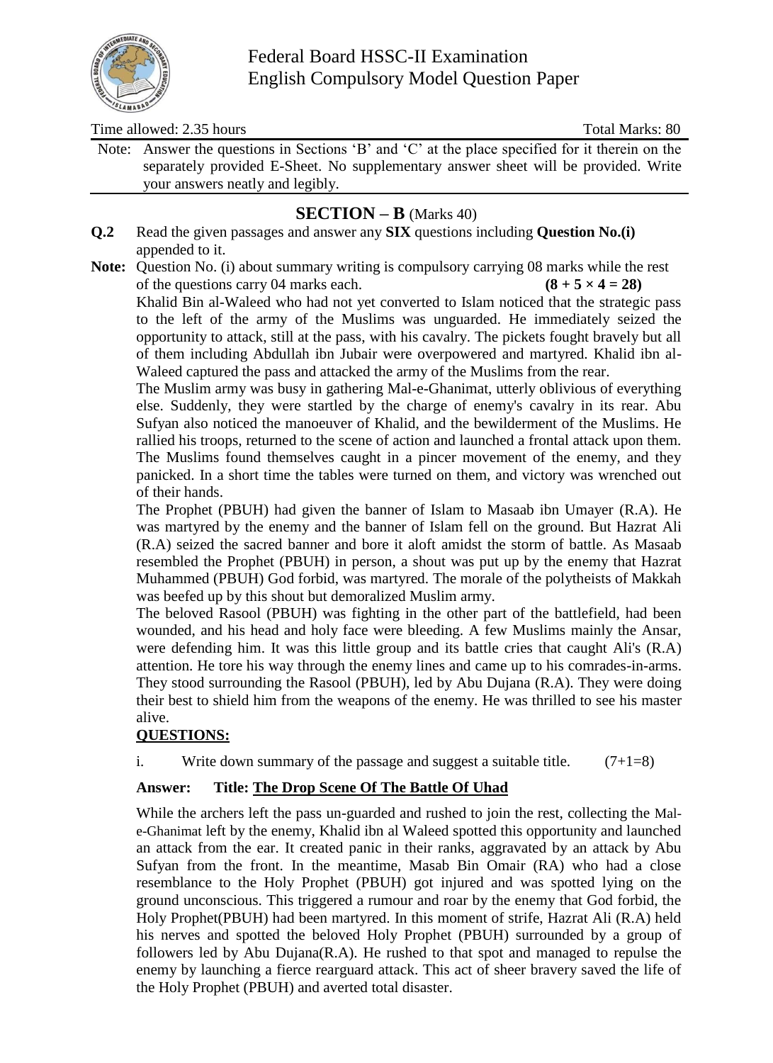# Federal Board HSSC-II Examination
## English Compulsory Model Question Paper

Time allowed: 2.35 hours | Total Marks: 80

Note: Answer the questions in Sections 'B' and 'C' at the place specified for it therein on the separately provided E-Sheet. No supplementary answer sheet will be provided. Write your answers neatly and legibly.

## SECTION – B (Marks 40)

**Q.2** Read the given passages and answer any **SIX** questions including **Question No.(i)** appended to it.

**Note:** Question No. (i) about summary writing is compulsory carrying 08 marks while the rest of the questions carry 04 marks each. **(8 + 5 × 4 = 28)**

Khalid Bin al-Waleed who had not yet converted to Islam noticed that the strategic pass to the left of the army of the Muslims was unguarded. He immediately seized the opportunity to attack, still at the pass, with his cavalry. The pickets fought bravely but all of them including Abdullah ibn Jubair were overpowered and martyred. Khalid ibn al-Waleed captured the pass and attacked the army of the Muslims from the rear.

The Muslim army was busy in gathering Mal-e-Ghanimat, utterly oblivious of everything else. Suddenly, they were startled by the charge of enemy's cavalry in its rear. Abu Sufyan also noticed the manoeuver of Khalid, and the bewilderment of the Muslims. He rallied his troops, returned to the scene of action and launched a frontal attack upon them. The Muslims found themselves caught in a pincer movement of the enemy, and they panicked. In a short time the tables were turned on them, and victory was wrenched out of their hands.

The Prophet (PBUH) had given the banner of Islam to Masaab ibn Umayer (R.A). He was martyred by the enemy and the banner of Islam fell on the ground. But Hazrat Ali (R.A) seized the sacred banner and bore it aloft amidst the storm of battle. As Masaab resembled the Prophet (PBUH) in person, a shout was put up by the enemy that Hazrat Muhammed (PBUH) God forbid, was martyred. The morale of the polytheists of Makkah was beefed up by this shout but demoralized Muslim army.

The beloved Rasool (PBUH) was fighting in the other part of the battlefield, had been wounded, and his head and holy face were bleeding. A few Muslims mainly the Ansar, were defending him. It was this little group and its battle cries that caught Ali's (R.A) attention. He tore his way through the enemy lines and came up to his comrades-in-arms. They stood surrounding the Rasool (PBUH), led by Abu Dujana (R.A). They were doing their best to shield him from the weapons of the enemy. He was thrilled to see his master alive.

**QUESTIONS:**

i. Write down summary of the passage and suggest a suitable title. (7+1=8)

**Answer: Title: <u>The Drop Scene Of The Battle Of Uhad</u>**

While the archers left the pass un-guarded and rushed to join the rest, collecting the Mal-e-Ghanimat left by the enemy, Khalid ibn al Waleed spotted this opportunity and launched an attack from the ear. It created panic in their ranks, aggravated by an attack by Abu Sufyan from the front. In the meantime, Masab Bin Omair (RA) who had a close resemblance to the Holy Prophet (PBUH) got injured and was spotted lying on the ground unconscious. This triggered a rumour and roar by the enemy that God forbid, the Holy Prophet(PBUH) had been martyred. In this moment of strife, Hazrat Ali (R.A) held his nerves and spotted the beloved Holy Prophet (PBUH) surrounded by a group of followers led by Abu Dujana(R.A). He rushed to that spot and managed to repulse the enemy by launching a fierce rearguard attack. This act of sheer bravery saved the life of the Holy Prophet (PBUH) and averted total disaster.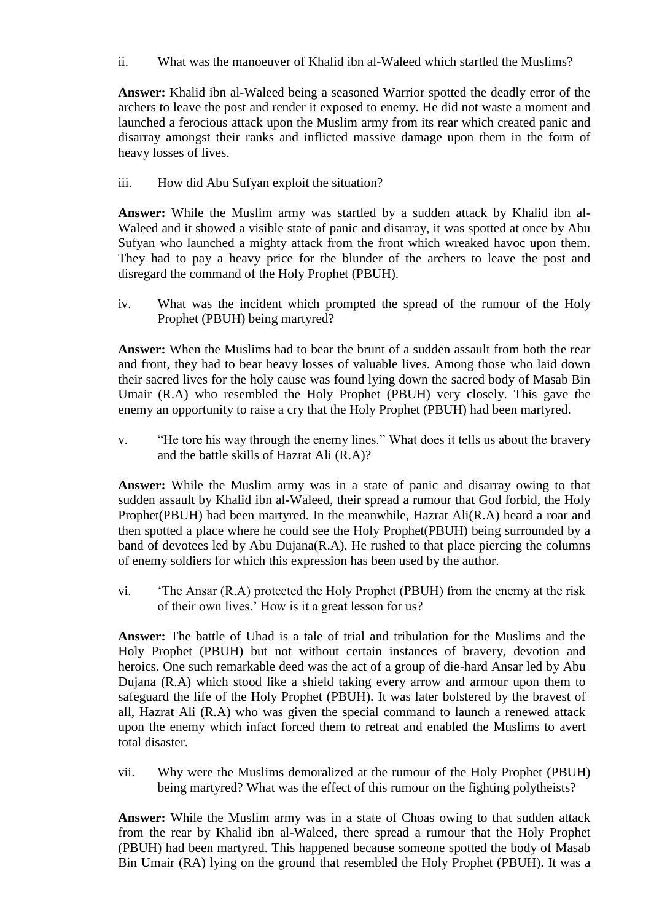ii. What was the manoeuver of Khalid ibn al-Waleed which startled the Muslims?

**Answer:** Khalid ibn al-Waleed being a seasoned Warrior spotted the deadly error of the archers to leave the post and render it exposed to enemy. He did not waste a moment and launched a ferocious attack upon the Muslim army from its rear which created panic and disarray amongst their ranks and inflicted massive damage upon them in the form of heavy losses of lives.

iii. How did Abu Sufyan exploit the situation?

**Answer:** While the Muslim army was startled by a sudden attack by Khalid ibn al-Waleed and it showed a visible state of panic and disarray, it was spotted at once by Abu Sufyan who launched a mighty attack from the front which wreaked havoc upon them. They had to pay a heavy price for the blunder of the archers to leave the post and disregard the command of the Holy Prophet (PBUH).

iv. What was the incident which prompted the spread of the rumour of the Holy Prophet (PBUH) being martyred?

**Answer:** When the Muslims had to bear the brunt of a sudden assault from both the rear and front, they had to bear heavy losses of valuable lives. Among those who laid down their sacred lives for the holy cause was found lying down the sacred body of Masab Bin Umair (R.A) who resembled the Holy Prophet (PBUH) very closely. This gave the enemy an opportunity to raise a cry that the Holy Prophet (PBUH) had been martyred.

v. "He tore his way through the enemy lines." What does it tells us about the bravery and the battle skills of Hazrat Ali (R.A)?

**Answer:** While the Muslim army was in a state of panic and disarray owing to that sudden assault by Khalid ibn al-Waleed, their spread a rumour that God forbid, the Holy Prophet(PBUH) had been martyred. In the meanwhile, Hazrat Ali(R.A) heard a roar and then spotted a place where he could see the Holy Prophet(PBUH) being surrounded by a band of devotees led by Abu Dujana(R.A). He rushed to that place piercing the columns of enemy soldiers for which this expression has been used by the author.

vi. 'The Ansar (R.A) protected the Holy Prophet (PBUH) from the enemy at the risk of their own lives.' How is it a great lesson for us?

**Answer:** The battle of Uhad is a tale of trial and tribulation for the Muslims and the Holy Prophet (PBUH) but not without certain instances of bravery, devotion and heroics. One such remarkable deed was the act of a group of die-hard Ansar led by Abu Dujana (R.A) which stood like a shield taking every arrow and armour upon them to safeguard the life of the Holy Prophet (PBUH). It was later bolstered by the bravest of all, Hazrat Ali (R.A) who was given the special command to launch a renewed attack upon the enemy which infact forced them to retreat and enabled the Muslims to avert total disaster.

vii. Why were the Muslims demoralized at the rumour of the Holy Prophet (PBUH) being martyred? What was the effect of this rumour on the fighting polytheists?

**Answer:** While the Muslim army was in a state of Choas owing to that sudden attack from the rear by Khalid ibn al-Waleed, there spread a rumour that the Holy Prophet (PBUH) had been martyred. This happened because someone spotted the body of Masab Bin Umair (RA) lying on the ground that resembled the Holy Prophet (PBUH). It was a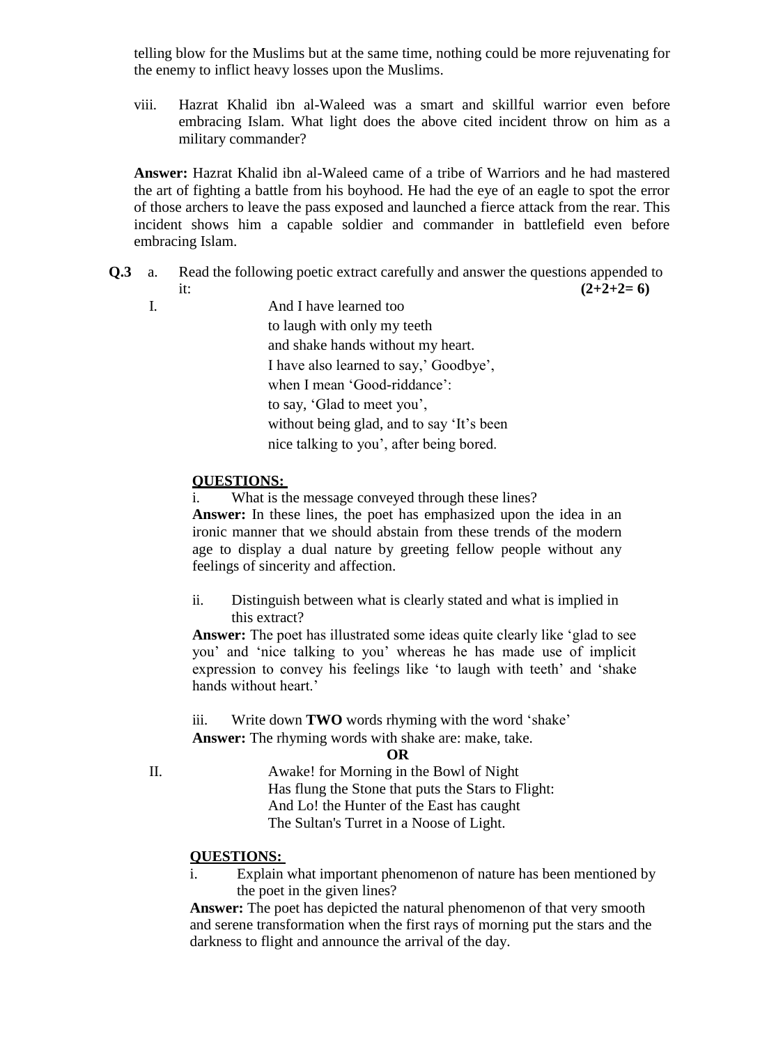telling blow for the Muslims but at the same time, nothing could be more rejuvenating for the enemy to inflict heavy losses upon the Muslims.

viii. Hazrat Khalid ibn al-Waleed was a smart and skillful warrior even before embracing Islam. What light does the above cited incident throw on him as a military commander?

**Answer:** Hazrat Khalid ibn al-Waleed came of a tribe of Warriors and he had mastered the art of fighting a battle from his boyhood. He had the eye of an eagle to spot the error of those archers to leave the pass exposed and launched a fierce attack from the rear. This incident shows him a capable soldier and commander in battlefield even before embracing Islam.

**Q.3** a. Read the following poetic extract carefully and answer the questions appended to it: **(2+2+2= 6)**

I.

And I have learned too
to laugh with only my teeth
and shake hands without my heart.
I have also learned to say,' Goodbye',
when I mean 'Good-riddance':
to say, 'Glad to meet you',
without being glad, and to say 'It's been
nice talking to you', after being bored.

**QUESTIONS:**

i. What is the message conveyed through these lines?

**Answer:** In these lines, the poet has emphasized upon the idea in an ironic manner that we should abstain from these trends of the modern age to display a dual nature by greeting fellow people without any feelings of sincerity and affection.

ii. Distinguish between what is clearly stated and what is implied in this extract?

**Answer:** The poet has illustrated some ideas quite clearly like 'glad to see you' and 'nice talking to you' whereas he has made use of implicit expression to convey his feelings like 'to laugh with teeth' and 'shake hands without heart.'

iii. Write down **TWO** words rhyming with the word 'shake'

**Answer:** The rhyming words with shake are: make, take.

**OR**

II.

Awake! for Morning in the Bowl of Night
Has flung the Stone that puts the Stars to Flight:
And Lo! the Hunter of the East has caught
The Sultan's Turret in a Noose of Light.

**QUESTIONS:**

i. Explain what important phenomenon of nature has been mentioned by the poet in the given lines?

**Answer:** The poet has depicted the natural phenomenon of that very smooth and serene transformation when the first rays of morning put the stars and the darkness to flight and announce the arrival of the day.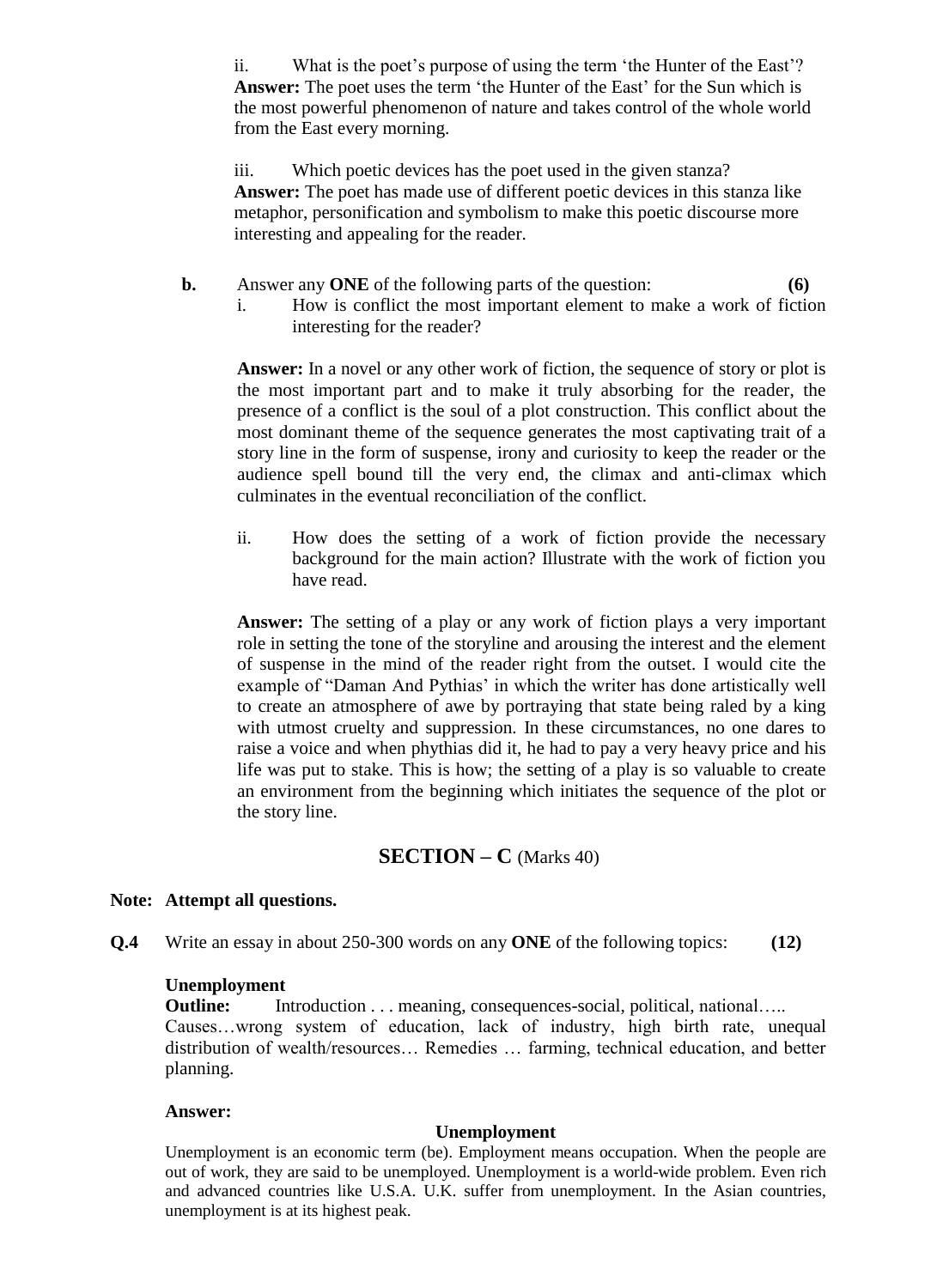ii. What is the poet's purpose of using the term 'the Hunter of the East'?

**Answer:** The poet uses the term 'the Hunter of the East' for the Sun which is the most powerful phenomenon of nature and takes control of the whole world from the East every morning.

iii. Which poetic devices has the poet used in the given stanza?

**Answer:** The poet has made use of different poetic devices in this stanza like metaphor, personification and symbolism to make this poetic discourse more interesting and appealing for the reader.

**b.** Answer any **ONE** of the following parts of the question: **(6)**

i. How is conflict the most important element to make a work of fiction interesting for the reader?

**Answer:** In a novel or any other work of fiction, the sequence of story or plot is the most important part and to make it truly absorbing for the reader, the presence of a conflict is the soul of a plot construction. This conflict about the most dominant theme of the sequence generates the most captivating trait of a story line in the form of suspense, irony and curiosity to keep the reader or the audience spell bound till the very end, the climax and anti-climax which culminates in the eventual reconciliation of the conflict.

ii. How does the setting of a work of fiction provide the necessary background for the main action? Illustrate with the work of fiction you have read.

**Answer:** The setting of a play or any work of fiction plays a very important role in setting the tone of the storyline and arousing the interest and the element of suspense in the mind of the reader right from the outset. I would cite the example of "Daman And Pythias' in which the writer has done artistically well to create an atmosphere of awe by portraying that state being raled by a king with utmost cruelty and suppression. In these circumstances, no one dares to raise a voice and when phythias did it, he had to pay a very heavy price and his life was put to stake. This is how; the setting of a play is so valuable to create an environment from the beginning which initiates the sequence of the plot or the story line.

## SECTION – C (Marks 40)

**Note: Attempt all questions.**

**Q.4** Write an essay in about 250-300 words on any **ONE** of the following topics: **(12)**

**Unemployment**

**Outline:** Introduction . . . meaning, consequences-social, political, national….. Causes…wrong system of education, lack of industry, high birth rate, unequal distribution of wealth/resources… Remedies … farming, technical education, and better planning.

**Answer:**

**Unemployment**

Unemployment is an economic term (be). Employment means occupation. When the people are out of work, they are said to be unemployed. Unemployment is a world-wide problem. Even rich and advanced countries like U.S.A. U.K. suffer from unemployment. In the Asian countries, unemployment is at its highest peak.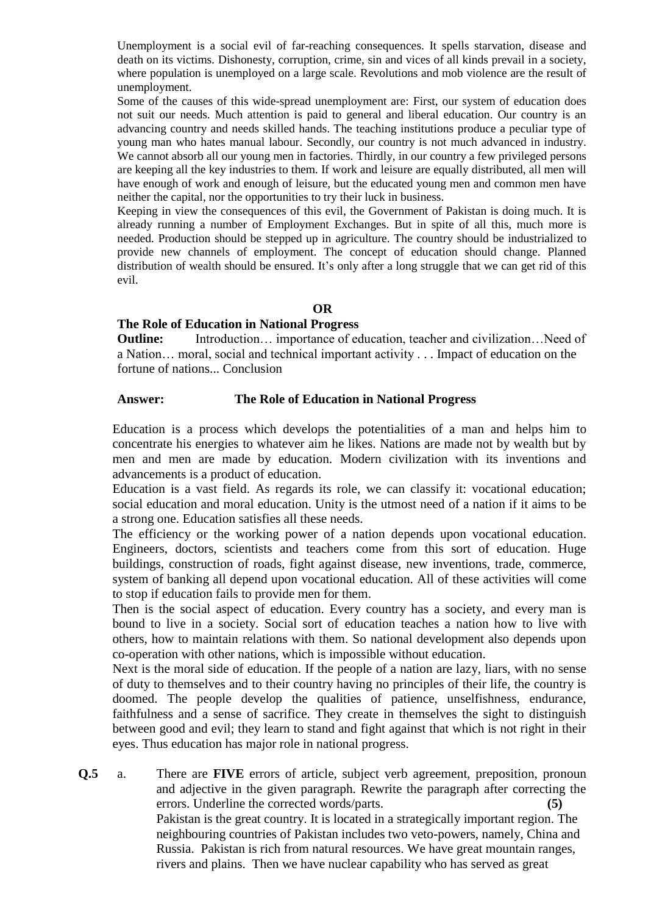Unemployment is a social evil of far-reaching consequences. It spells starvation, disease and death on its victims. Dishonesty, corruption, crime, sin and vices of all kinds prevail in a society, where population is unemployed on a large scale. Revolutions and mob violence are the result of unemployment.

Some of the causes of this wide-spread unemployment are: First, our system of education does not suit our needs. Much attention is paid to general and liberal education. Our country is an advancing country and needs skilled hands. The teaching institutions produce a peculiar type of young man who hates manual labour. Secondly, our country is not much advanced in industry. We cannot absorb all our young men in factories. Thirdly, in our country a few privileged persons are keeping all the key industries to them. If work and leisure are equally distributed, all men will have enough of work and enough of leisure, but the educated young men and common men have neither the capital, nor the opportunities to try their luck in business.

Keeping in view the consequences of this evil, the Government of Pakistan is doing much. It is already running a number of Employment Exchanges. But in spite of all this, much more is needed. Production should be stepped up in agriculture. The country should be industrialized to provide new channels of employment. The concept of education should change. Planned distribution of wealth should be ensured. It's only after a long struggle that we can get rid of this evil.

**OR**

**The Role of Education in National Progress**

**Outline:** Introduction… importance of education, teacher and civilization…Need of a Nation… moral, social and technical important activity . . . Impact of education on the fortune of nations... Conclusion

**Answer:** **The Role of Education in National Progress**

Education is a process which develops the potentialities of a man and helps him to concentrate his energies to whatever aim he likes. Nations are made not by wealth but by men and men are made by education. Modern civilization with its inventions and advancements is a product of education.

Education is a vast field. As regards its role, we can classify it: vocational education; social education and moral education. Unity is the utmost need of a nation if it aims to be a strong one. Education satisfies all these needs.

The efficiency or the working power of a nation depends upon vocational education. Engineers, doctors, scientists and teachers come from this sort of education. Huge buildings, construction of roads, fight against disease, new inventions, trade, commerce, system of banking all depend upon vocational education. All of these activities will come to stop if education fails to provide men for them.

Then is the social aspect of education. Every country has a society, and every man is bound to live in a society. Social sort of education teaches a nation how to live with others, how to maintain relations with them. So national development also depends upon co-operation with other nations, which is impossible without education.

Next is the moral side of education. If the people of a nation are lazy, liars, with no sense of duty to themselves and to their country having no principles of their life, the country is doomed. The people develop the qualities of patience, unselfishness, endurance, faithfulness and a sense of sacrifice. They create in themselves the sight to distinguish between good and evil; they learn to stand and fight against that which is not right in their eyes. Thus education has major role in national progress.

**Q.5** a. There are **FIVE** errors of article, subject verb agreement, preposition, pronoun and adjective in the given paragraph. Rewrite the paragraph after correcting the errors. Underline the corrected words/parts. **(5)**

Pakistan is the great country. It is located in a strategically important region. The neighbouring countries of Pakistan includes two veto-powers, namely, China and Russia. Pakistan is rich from natural resources. We have great mountain ranges, rivers and plains. Then we have nuclear capability who has served as great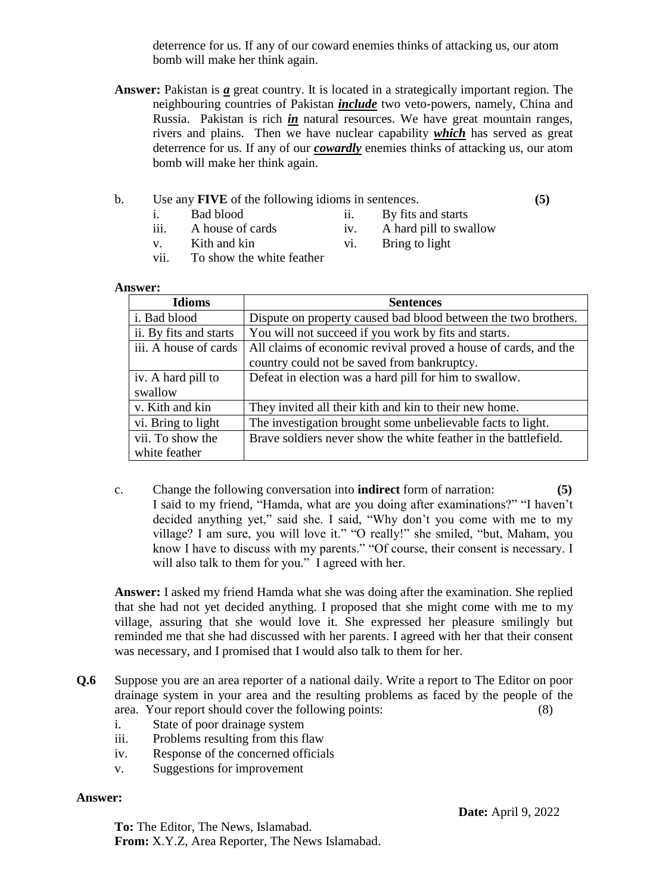deterrence for us. If any of our coward enemies thinks of attacking us, our atom bomb will make her think again.

**Answer:** Pakistan is ***a*** great country. It is located in a strategically important region. The neighbouring countries of Pakistan ***include*** two veto-powers, namely, China and Russia. Pakistan is rich ***in*** natural resources. We have great mountain ranges, rivers and plains. Then we have nuclear capability ***which*** has served as great deterrence for us. If any of our ***cowardly*** enemies thinks of attacking us, our atom bomb will make her think again.

b. Use any **FIVE** of the following idioms in sentences. **(5)**

i. Bad blood  ii. By fits and starts
iii. A house of cards  iv. A hard pill to swallow
v. Kith and kin  vi. Bring to light
vii. To show the white feather

**Answer:**

| Idioms | Sentences |
|---|---|
| i. Bad blood | Dispute on property caused bad blood between the two brothers. |
| ii. By fits and starts | You will not succeed if you work by fits and starts. |
| iii. A house of cards | All claims of economic revival proved a house of cards, and the country could not be saved from bankruptcy. |
| iv. A hard pill to swallow | Defeat in election was a hard pill for him to swallow. |
| v. Kith and kin | They invited all their kith and kin to their new home. |
| vi. Bring to light | The investigation brought some unbelievable facts to light. |
| vii. To show the white feather | Brave soldiers never show the white feather in the battlefield. |

c. Change the following conversation into **indirect** form of narration: **(5)**

I said to my friend, "Hamda, what are you doing after examinations?" "I haven't decided anything yet," said she. I said, "Why don't you come with me to my village? I am sure, you will love it." "O really!" she smiled, "but, Maham, you know I have to discuss with my parents." "Of course, their consent is necessary. I will also talk to them for you." I agreed with her.

**Answer:** I asked my friend Hamda what she was doing after the examination. She replied that she had not yet decided anything. I proposed that she might come with me to my village, assuring that she would love it. She expressed her pleasure smilingly but reminded me that she had discussed with her parents. I agreed with her that their consent was necessary, and I promised that I would also talk to them for her.

**Q.6** Suppose you are an area reporter of a national daily. Write a report to The Editor on poor drainage system in your area and the resulting problems as faced by the people of the area. Your report should cover the following points: (8)

i. State of poor drainage system
iii. Problems resulting from this flaw
iv. Response of the concerned officials
v. Suggestions for improvement

**Answer:**

**Date:** April 9, 2022

**To:** The Editor, The News, Islamabad.
**From:** X.Y.Z, Area Reporter, The News Islamabad.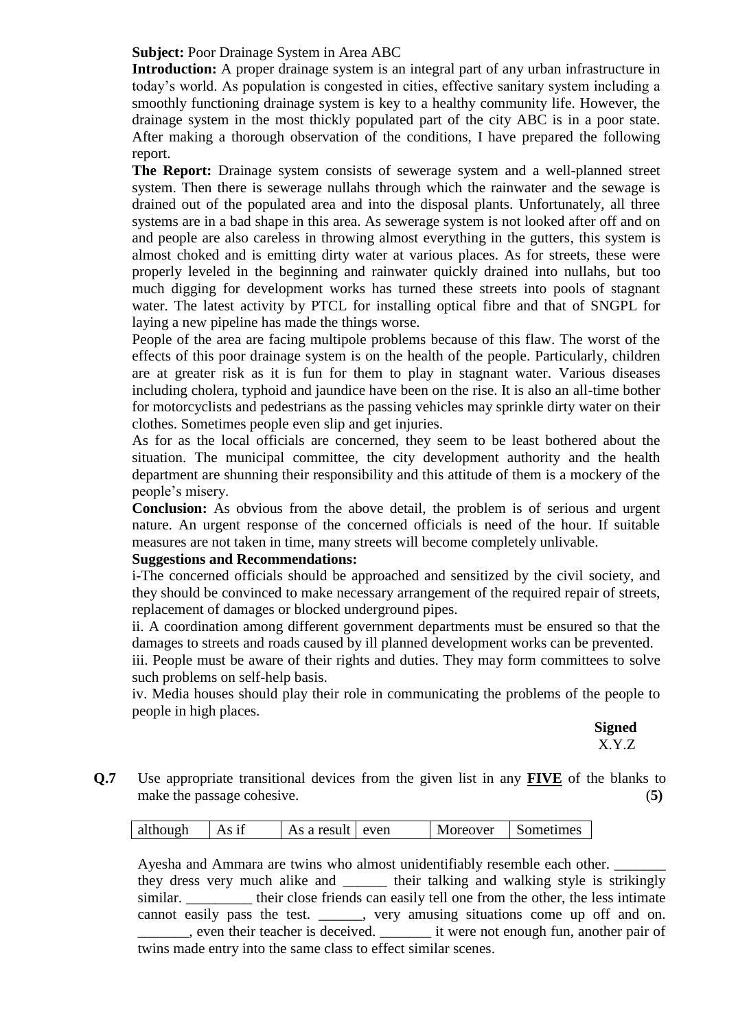**Subject:** Poor Drainage System in Area ABC

**Introduction:** A proper drainage system is an integral part of any urban infrastructure in today's world. As population is congested in cities, effective sanitary system including a smoothly functioning drainage system is key to a healthy community life. However, the drainage system in the most thickly populated part of the city ABC is in a poor state. After making a thorough observation of the conditions, I have prepared the following report.

**The Report:** Drainage system consists of sewerage system and a well-planned street system. Then there is sewerage nullahs through which the rainwater and the sewage is drained out of the populated area and into the disposal plants. Unfortunately, all three systems are in a bad shape in this area. As sewerage system is not looked after off and on and people are also careless in throwing almost everything in the gutters, this system is almost choked and is emitting dirty water at various places. As for streets, these were properly leveled in the beginning and rainwater quickly drained into nullahs, but too much digging for development works has turned these streets into pools of stagnant water. The latest activity by PTCL for installing optical fibre and that of SNGPL for laying a new pipeline has made the things worse.

People of the area are facing multipole problems because of this flaw. The worst of the effects of this poor drainage system is on the health of the people. Particularly, children are at greater risk as it is fun for them to play in stagnant water. Various diseases including cholera, typhoid and jaundice have been on the rise. It is also an all-time bother for motorcyclists and pedestrians as the passing vehicles may sprinkle dirty water on their clothes. Sometimes people even slip and get injuries.

As for as the local officials are concerned, they seem to be least bothered about the situation. The municipal committee, the city development authority and the health department are shunning their responsibility and this attitude of them is a mockery of the people's misery.

**Conclusion:** As obvious from the above detail, the problem is of serious and urgent nature. An urgent response of the concerned officials is need of the hour. If suitable measures are not taken in time, many streets will become completely unlivable.

**Suggestions and Recommendations:**

i-The concerned officials should be approached and sensitized by the civil society, and they should be convinced to make necessary arrangement of the required repair of streets, replacement of damages or blocked underground pipes.

ii. A coordination among different government departments must be ensured so that the damages to streets and roads caused by ill planned development works can be prevented.

iii. People must be aware of their rights and duties. They may form committees to solve such problems on self-help basis.

iv. Media houses should play their role in communicating the problems of the people to people in high places.

**Signed**
X.Y.Z

**Q.7** Use appropriate transitional devices from the given list in any **FIVE** of the blanks to make the passage cohesive. **(5)**

| although | As if | As a result | even | Moreover | Sometimes |
|---|---|---|---|---|---|

Ayesha and Ammara are twins who almost unidentifiably resemble each other. _______ they dress very much alike and ______ their talking and walking style is strikingly similar. _________ their close friends can easily tell one from the other, the less intimate cannot easily pass the test. ______, very amusing situations come up off and on. _______, even their teacher is deceived. _______ it were not enough fun, another pair of twins made entry into the same class to effect similar scenes.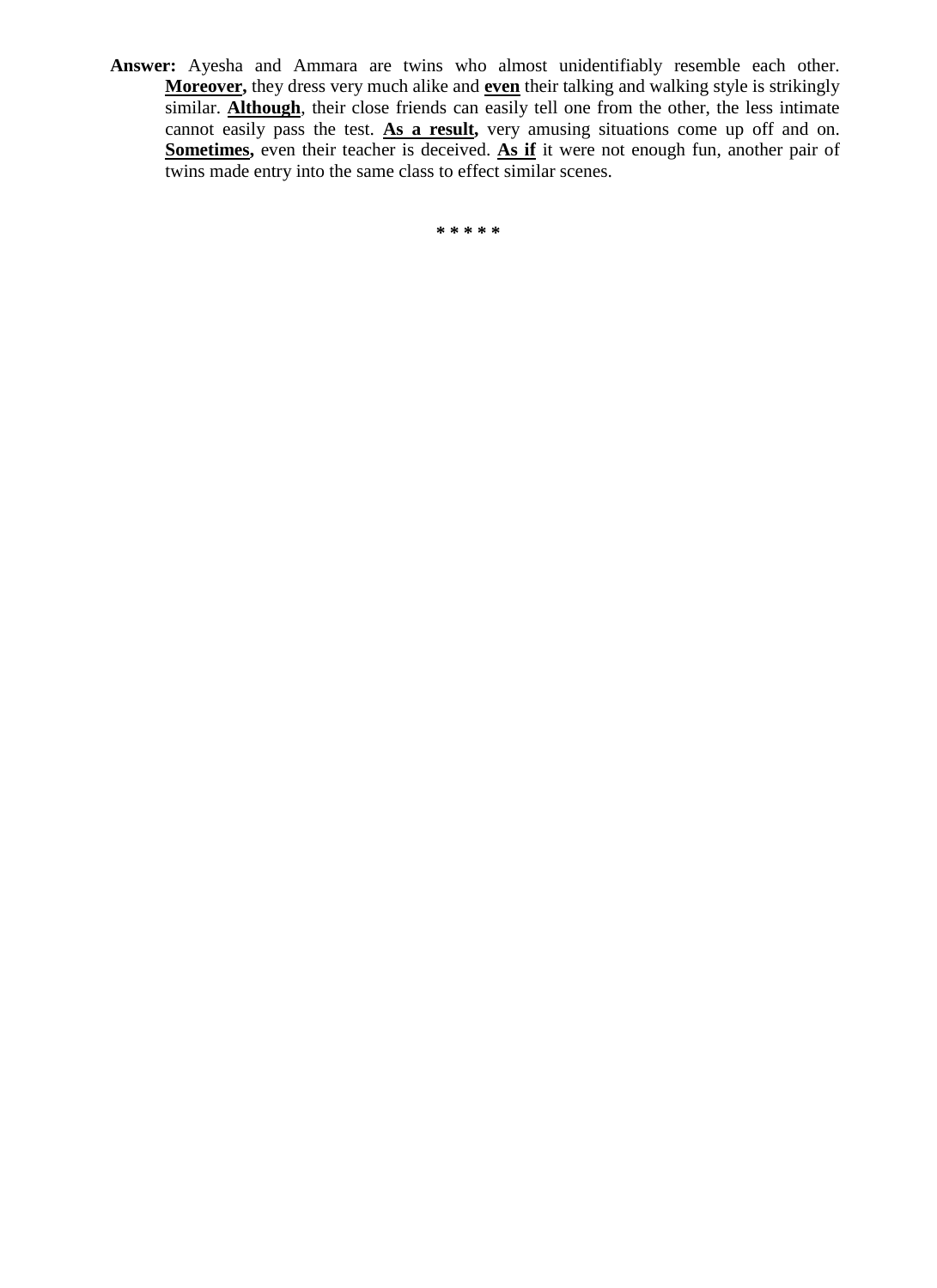**Answer:** Ayesha and Ammara are twins who almost unidentifiably resemble each other. **<u>Moreover</u>,** they dress very much alike and **<u>even</u>** their talking and walking style is strikingly similar. **<u>Although</u>**, their close friends can easily tell one from the other, the less intimate cannot easily pass the test. **<u>As a result</u>,** very amusing situations come up off and on. **<u>Sometimes</u>,** even their teacher is deceived. **<u>As if</u>** it were not enough fun, another pair of twins made entry into the same class to effect similar scenes.

\* \* \* \* \*